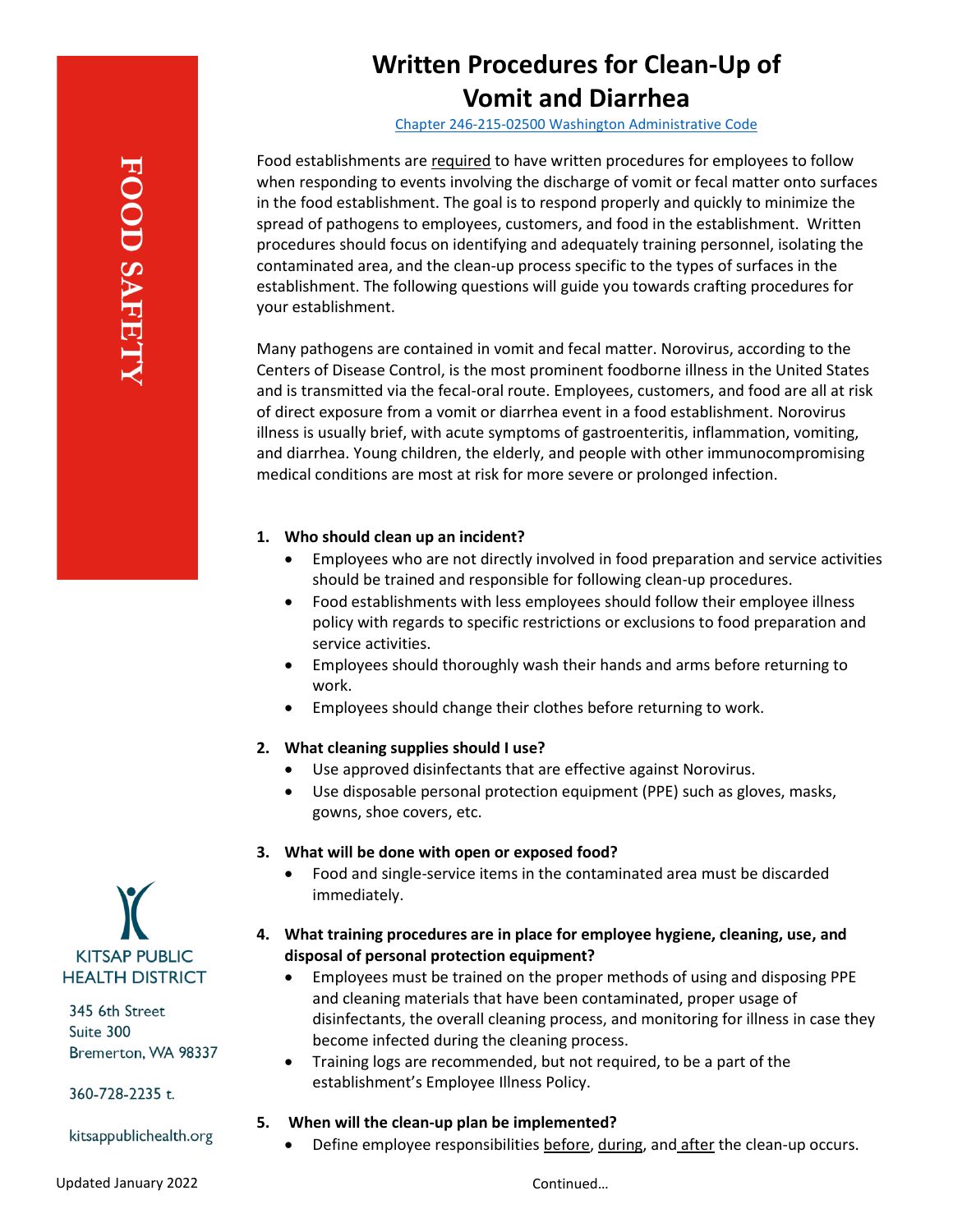FOOD SAFETY

# Written Procedures for Clean-Up of Vomit and Diarrhea

Chapter 246-215-02500 Washington Administrative Code

Food establishments are required to have written procedures for employees to follow when responding to events involving the discharge of vomit or fecal matter onto surfaces in the food establishment. The goal is to respond properly and quickly to minimize the spread of pathogens to employees, customers, and food in the establishment. Written procedures should focus on identifying and adequately training personnel, isolating the contaminated area, and the clean-up process specific to the types of surfaces in the establishment. The following questions will guide you towards crafting procedures for your establishment.

Many pathogens are contained in vomit and fecal matter. Norovirus, according to the Centers of Disease Control, is the most prominent foodborne illness in the United States and is transmitted via the fecal-oral route. Employees, customers, and food are all at risk of direct exposure from a vomit or diarrhea event in a food establishment. Norovirus illness is usually brief, with acute symptoms of gastroenteritis, inflammation, vomiting, and diarrhea. Young children, the elderly, and people with other immunocompromising medical conditions are most at risk for more severe or prolonged infection.

1. **Who should clean up an incident?**
   - Employees who are not directly involved in food preparation and service activities should be trained and responsible for following clean-up procedures.
   - Food establishments with less employees should follow their employee illness policy with regards to specific restrictions or exclusions to food preparation and service activities.
   - Employees should thoroughly wash their hands and arms before returning to work.
   - Employees should change their clothes before returning to work.

2. **What cleaning supplies should I use?**
   - Use approved disinfectants that are effective against Norovirus.
   - Use disposable personal protection equipment (PPE) such as gloves, masks, gowns, shoe covers, etc.

3. **What will be done with open or exposed food?**
   - Food and single-service items in the contaminated area must be discarded immediately.

4. **What training procedures are in place for employee hygiene, cleaning, use, and disposal of personal protection equipment?**
   - Employees must be trained on the proper methods of using and disposing PPE and cleaning materials that have been contaminated, proper usage of disinfectants, the overall cleaning process, and monitoring for illness in case they become infected during the cleaning process.
   - Training logs are recommended, but not required, to be a part of the establishment's Employee Illness Policy.

5. **When will the clean-up plan be implemented?**
   - Define employee responsibilities before, during, and after the clean-up occurs.

KITSAP PUBLIC HEALTH DISTRICT

345 6th Street
Suite 300
Bremerton, WA 98337

360-728-2235 t.

kitsappublichealth.org

Updated January 2022

Continued…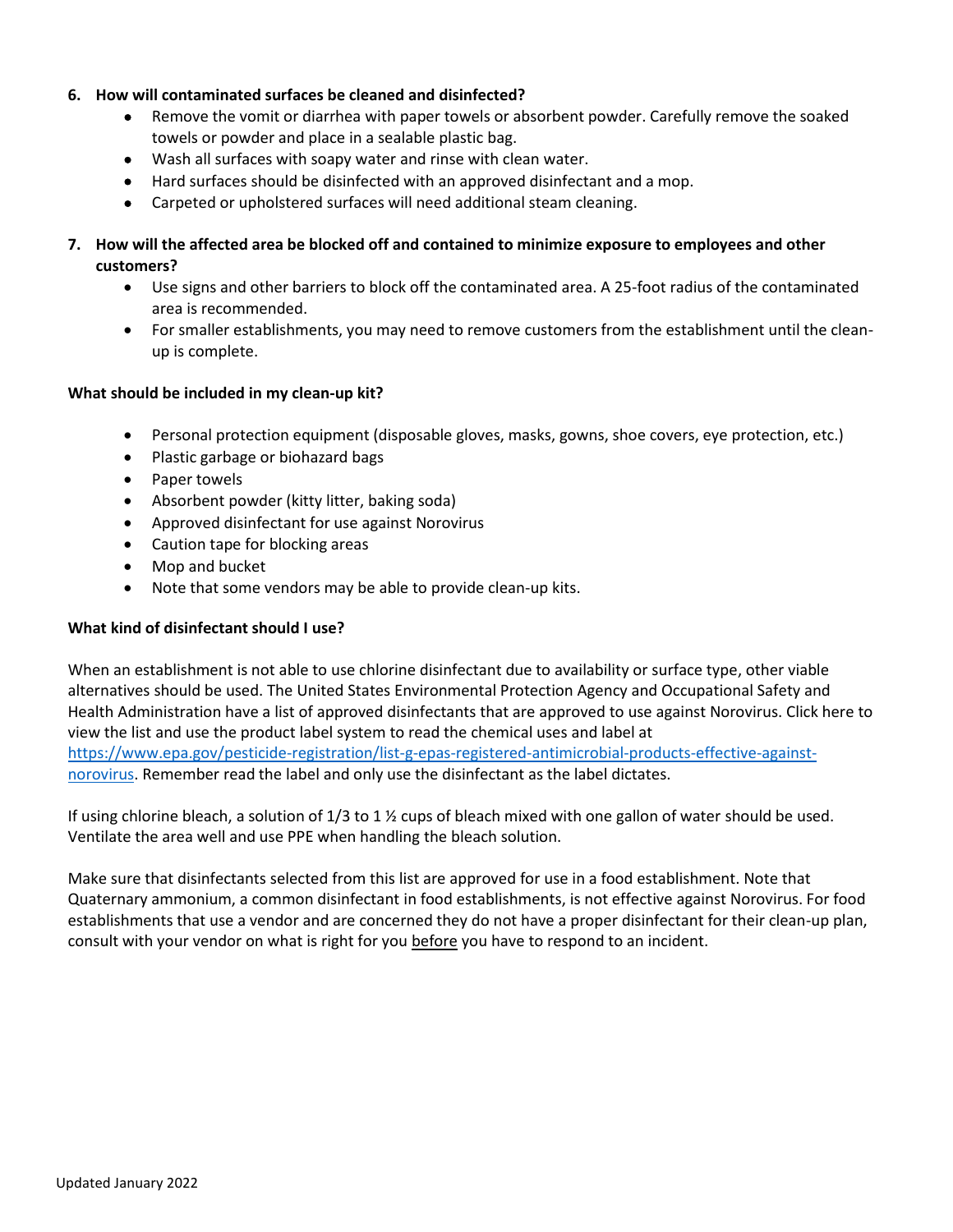6. **How will contaminated surfaces be cleaned and disinfected?**
   - Remove the vomit or diarrhea with paper towels or absorbent powder. Carefully remove the soaked towels or powder and place in a sealable plastic bag.
   - Wash all surfaces with soapy water and rinse with clean water.
   - Hard surfaces should be disinfected with an approved disinfectant and a mop.
   - Carpeted or upholstered surfaces will need additional steam cleaning.

7. **How will the affected area be blocked off and contained to minimize exposure to employees and other customers?**
   - Use signs and other barriers to block off the contaminated area. A 25-foot radius of the contaminated area is recommended.
   - For smaller establishments, you may need to remove customers from the establishment until the clean-up is complete.

**What should be included in my clean-up kit?**

- Personal protection equipment (disposable gloves, masks, gowns, shoe covers, eye protection, etc.)
- Plastic garbage or biohazard bags
- Paper towels
- Absorbent powder (kitty litter, baking soda)
- Approved disinfectant for use against Norovirus
- Caution tape for blocking areas
- Mop and bucket
- Note that some vendors may be able to provide clean-up kits.

**What kind of disinfectant should I use?**

When an establishment is not able to use chlorine disinfectant due to availability or surface type, other viable alternatives should be used. The United States Environmental Protection Agency and Occupational Safety and Health Administration have a list of approved disinfectants that are approved to use against Norovirus. Click here to view the list and use the product label system to read the chemical uses and label at [https://www.epa.gov/pesticide-registration/list-g-epas-registered-antimicrobial-products-effective-against-norovirus](https://www.epa.gov/pesticide-registration/list-g-epas-registered-antimicrobial-products-effective-against-norovirus). Remember read the label and only use the disinfectant as the label dictates.

If using chlorine bleach, a solution of 1/3 to 1 ½ cups of bleach mixed with one gallon of water should be used. Ventilate the area well and use PPE when handling the bleach solution.

Make sure that disinfectants selected from this list are approved for use in a food establishment. Note that Quaternary ammonium, a common disinfectant in food establishments, is not effective against Norovirus. For food establishments that use a vendor and are concerned they do not have a proper disinfectant for their clean-up plan, consult with your vendor on what is right for you <u>before</u> you have to respond to an incident.

Updated January 2022